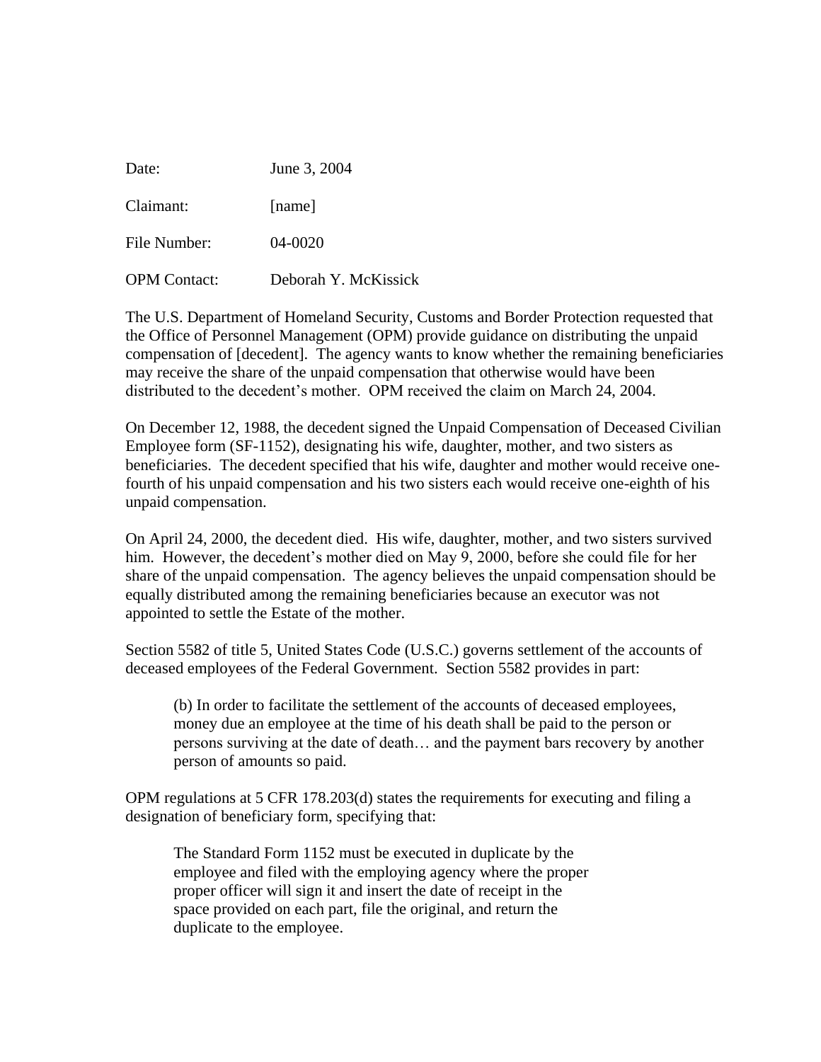Date: June 3, 2004

Claimant: [name]

File Number: 04-0020

OPM Contact: Deborah Y. McKissick

The U.S. Department of Homeland Security, Customs and Border Protection requested that the Office of Personnel Management (OPM) provide guidance on distributing the unpaid compensation of [decedent]. The agency wants to know whether the remaining beneficiaries may receive the share of the unpaid compensation that otherwise would have been distributed to the decedent's mother. OPM received the claim on March 24, 2004.

On December 12, 1988, the decedent signed the Unpaid Compensation of Deceased Civilian Employee form (SF-1152), designating his wife, daughter, mother, and two sisters as beneficiaries. The decedent specified that his wife, daughter and mother would receive one-fourth of his unpaid compensation and his two sisters each would receive one-eighth of his unpaid compensation.

On April 24, 2000, the decedent died. His wife, daughter, mother, and two sisters survived him. However, the decedent's mother died on May 9, 2000, before she could file for her share of the unpaid compensation. The agency believes the unpaid compensation should be equally distributed among the remaining beneficiaries because an executor was not appointed to settle the Estate of the mother.

Section 5582 of title 5, United States Code (U.S.C.) governs settlement of the accounts of deceased employees of the Federal Government. Section 5582 provides in part:

> (b) In order to facilitate the settlement of the accounts of deceased employees, money due an employee at the time of his death shall be paid to the person or persons surviving at the date of death… and the payment bars recovery by another person of amounts so paid.

OPM regulations at 5 CFR 178.203(d) states the requirements for executing and filing a designation of beneficiary form, specifying that:

> The Standard Form 1152 must be executed in duplicate by the employee and filed with the employing agency where the proper proper officer will sign it and insert the date of receipt in the space provided on each part, file the original, and return the duplicate to the employee.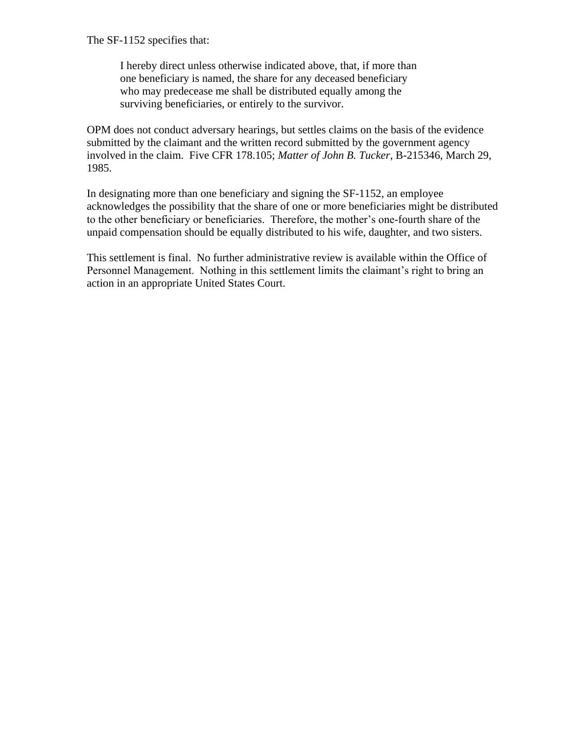The SF-1152 specifies that:

> I hereby direct unless otherwise indicated above, that, if more than one beneficiary is named, the share for any deceased beneficiary who may predecease me shall be distributed equally among the surviving beneficiaries, or entirely to the survivor.

OPM does not conduct adversary hearings, but settles claims on the basis of the evidence submitted by the claimant and the written record submitted by the government agency involved in the claim. Five CFR 178.105; *Matter of John B. Tucker*, B-215346, March 29, 1985.

In designating more than one beneficiary and signing the SF-1152, an employee acknowledges the possibility that the share of one or more beneficiaries might be distributed to the other beneficiary or beneficiaries. Therefore, the mother's one-fourth share of the unpaid compensation should be equally distributed to his wife, daughter, and two sisters.

This settlement is final. No further administrative review is available within the Office of Personnel Management. Nothing in this settlement limits the claimant's right to bring an action in an appropriate United States Court.